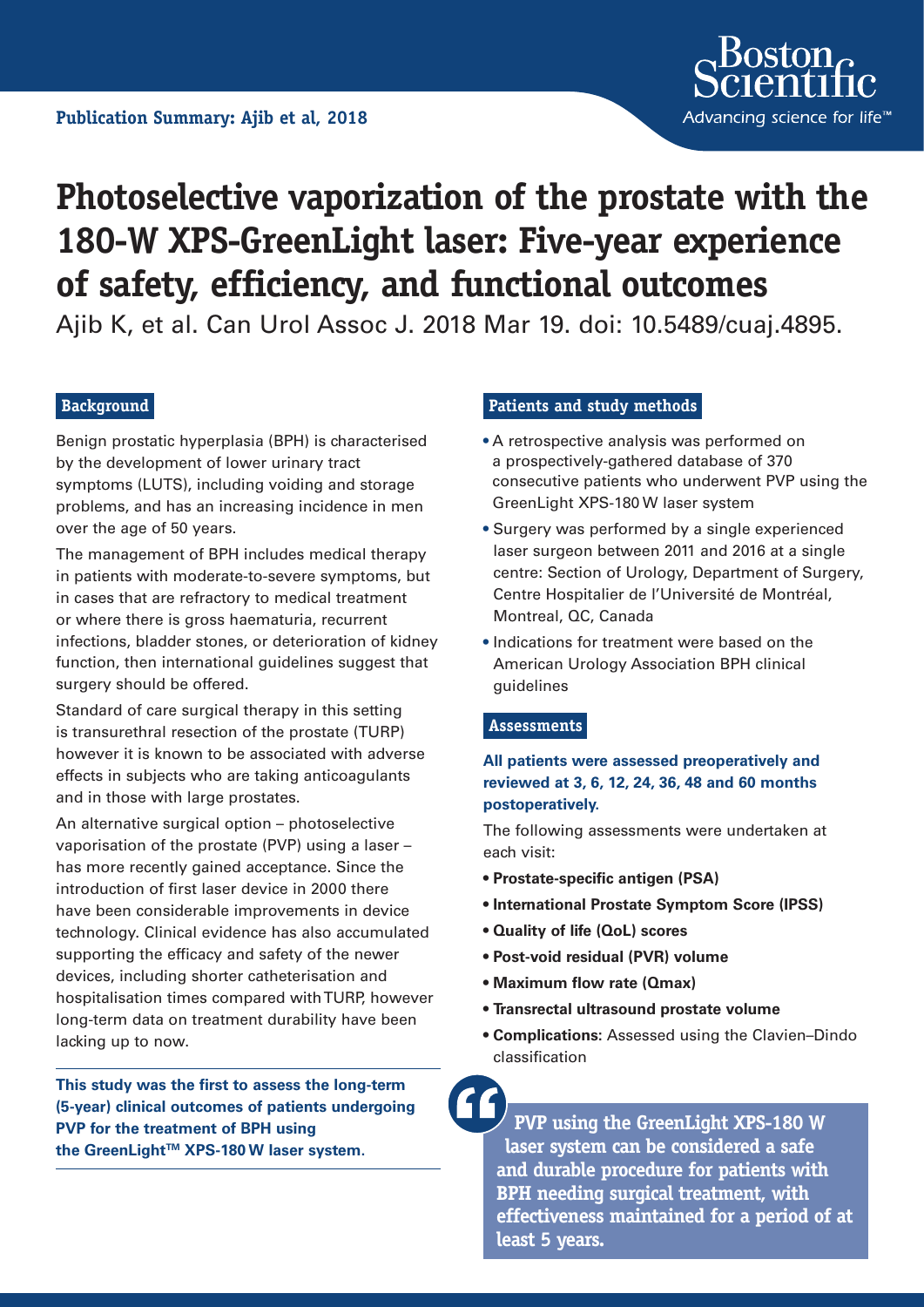**Publication Summary: Ajib et al, 2018**

Boston Scientific
Advancing science for life™

# Photoselective vaporization of the prostate with the 180-W XPS-GreenLight laser: Five-year experience of safety, efficiency, and functional outcomes

Ajib K, et al. Can Urol Assoc J. 2018 Mar 19. doi: 10.5489/cuaj.4895.

## Background

Benign prostatic hyperplasia (BPH) is characterised by the development of lower urinary tract symptoms (LUTS), including voiding and storage problems, and has an increasing incidence in men over the age of 50 years.

The management of BPH includes medical therapy in patients with moderate-to-severe symptoms, but in cases that are refractory to medical treatment or where there is gross haematuria, recurrent infections, bladder stones, or deterioration of kidney function, then international guidelines suggest that surgery should be offered.

Standard of care surgical therapy in this setting is transurethral resection of the prostate (TURP) however it is known to be associated with adverse effects in subjects who are taking anticoagulants and in those with large prostates.

An alternative surgical option – photoselective vaporisation of the prostate (PVP) using a laser – has more recently gained acceptance. Since the introduction of first laser device in 2000 there have been considerable improvements in device technology. Clinical evidence has also accumulated supporting the efficacy and safety of the newer devices, including shorter catheterisation and hospitalisation times compared with TURP, however long-term data on treatment durability have been lacking up to now.

**This study was the first to assess the long-term (5-year) clinical outcomes of patients undergoing PVP for the treatment of BPH using the GreenLight™ XPS-180 W laser system.**

## Patients and study methods

- A retrospective analysis was performed on a prospectively-gathered database of 370 consecutive patients who underwent PVP using the GreenLight XPS-180 W laser system
- Surgery was performed by a single experienced laser surgeon between 2011 and 2016 at a single centre: Section of Urology, Department of Surgery, Centre Hospitalier de l'Université de Montréal, Montreal, QC, Canada
- Indications for treatment were based on the American Urology Association BPH clinical guidelines

## Assessments

**All patients were assessed preoperatively and reviewed at 3, 6, 12, 24, 36, 48 and 60 months postoperatively.**

The following assessments were undertaken at each visit:

- **Prostate-specific antigen (PSA)**
- **International Prostate Symptom Score (IPSS)**
- **Quality of life (QoL) scores**
- **Post-void residual (PVR) volume**
- **Maximum flow rate (Qmax)**
- **Transrectal ultrasound prostate volume**
- **Complications:** Assessed using the Clavien–Dindo classification

> **PVP using the GreenLight XPS-180 W laser system can be considered a safe and durable procedure for patients with BPH needing surgical treatment, with effectiveness maintained for a period of at least 5 years.**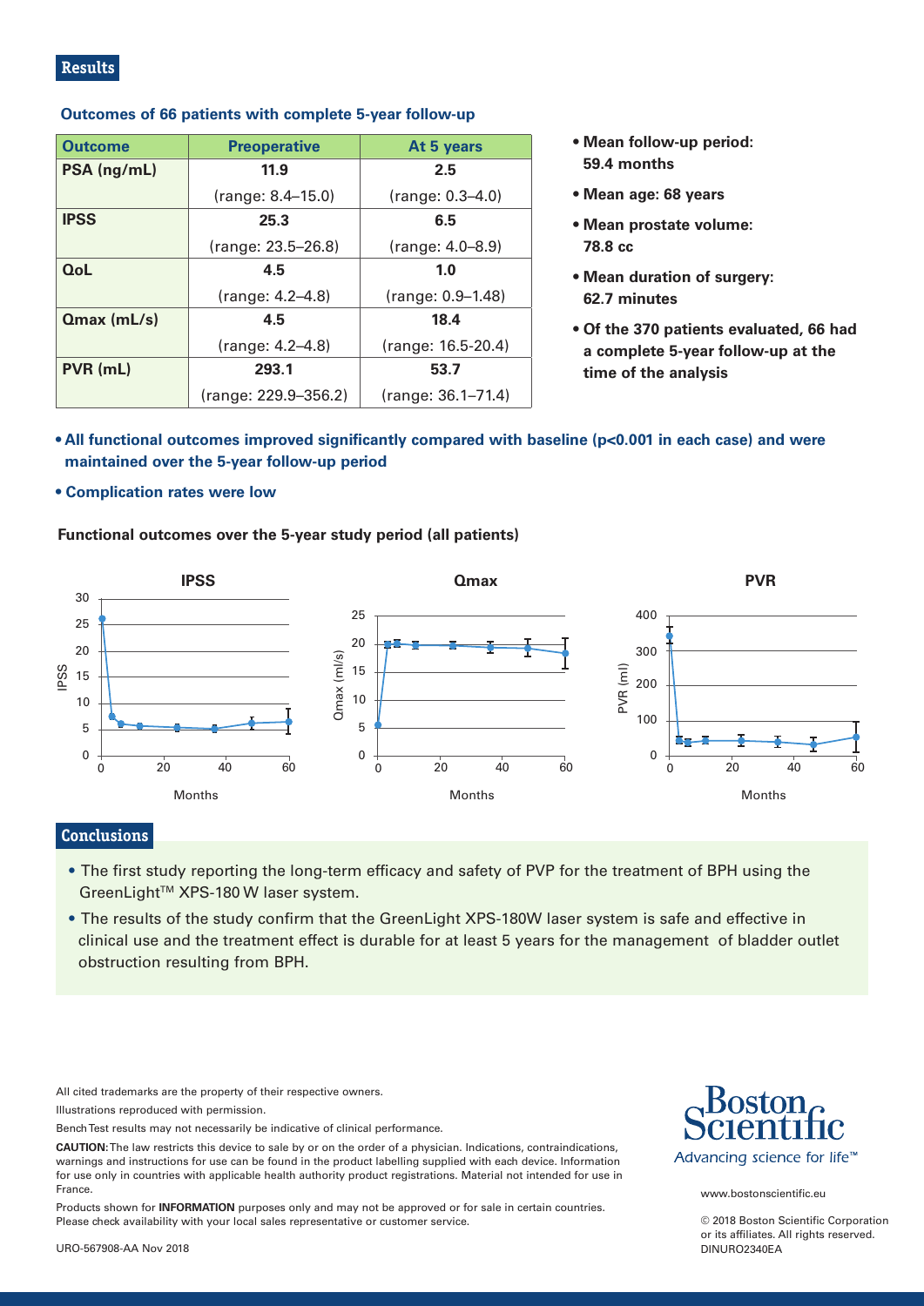## Results

**Outcomes of 66 patients with complete 5-year follow-up**

| Outcome | Preoperative | At 5 years |
|---|---|---|
| **PSA (ng/mL)** | **11.9** | **2.5** |
| | (range: 8.4–15.0) | (range: 0.3–4.0) |
| **IPSS** | **25.3** | **6.5** |
| | (range: 23.5–26.8) | (range: 4.0–8.9) |
| **QoL** | **4.5** | **1.0** |
| | (range: 4.2–4.8) | (range: 0.9–1.48) |
| **Qmax (mL/s)** | **4.5** | **18.4** |
| | (range: 4.2–4.8) | (range: 16.5-20.4) |
| **PVR (mL)** | **293.1** | **53.7** |
| | (range: 229.9–356.2) | (range: 36.1–71.4) |

- **Mean follow-up period: 59.4 months**
- **Mean age: 68 years**
- **Mean prostate volume: 78.8 cc**
- **Mean duration of surgery: 62.7 minutes**
- **Of the 370 patients evaluated, 66 had a complete 5-year follow-up at the time of the analysis**

- **All functional outcomes improved significantly compared with baseline ($p<0.001$ in each case) and were maintained over the 5-year follow-up period**
- **Complication rates were low**

**Functional outcomes over the 5-year study period (all patients)**

IPSS
IPSS: 0, 5, 10, 15, 20, 25, 30
Months: 0, 20, 40, 60

Qmax
Qmax (ml/s): 0, 5, 10, 15, 20, 25
Months: 0, 20, 40, 60

PVR
PVR (ml): 0, 100, 200, 300, 400
Months: 0, 20, 40, 60

## Conclusions

- The first study reporting the long-term efficacy and safety of PVP for the treatment of BPH using the GreenLight™ XPS-180 W laser system.
- The results of the study confirm that the GreenLight XPS-180W laser system is safe and effective in clinical use and the treatment effect is durable for at least 5 years for the management of bladder outlet obstruction resulting from BPH.

All cited trademarks are the property of their respective owners.

Illustrations reproduced with permission.

Bench Test results may not necessarily be indicative of clinical performance.

**CAUTION**: The law restricts this device to sale by or on the order of a physician. Indications, contraindications, warnings and instructions for use can be found in the product labelling supplied with each device. Information for use only in countries with applicable health authority product registrations. Material not intended for use in France.

Products shown for **INFORMATION** purposes only and may not be approved or for sale in certain countries. Please check availability with your local sales representative or customer service.

URO-567908-AA Nov 2018

Boston Scientific
Advancing science for life™

www.bostonscientific.eu

© 2018 Boston Scientific Corporation or its affiliates. All rights reserved.
DINURO2340EA